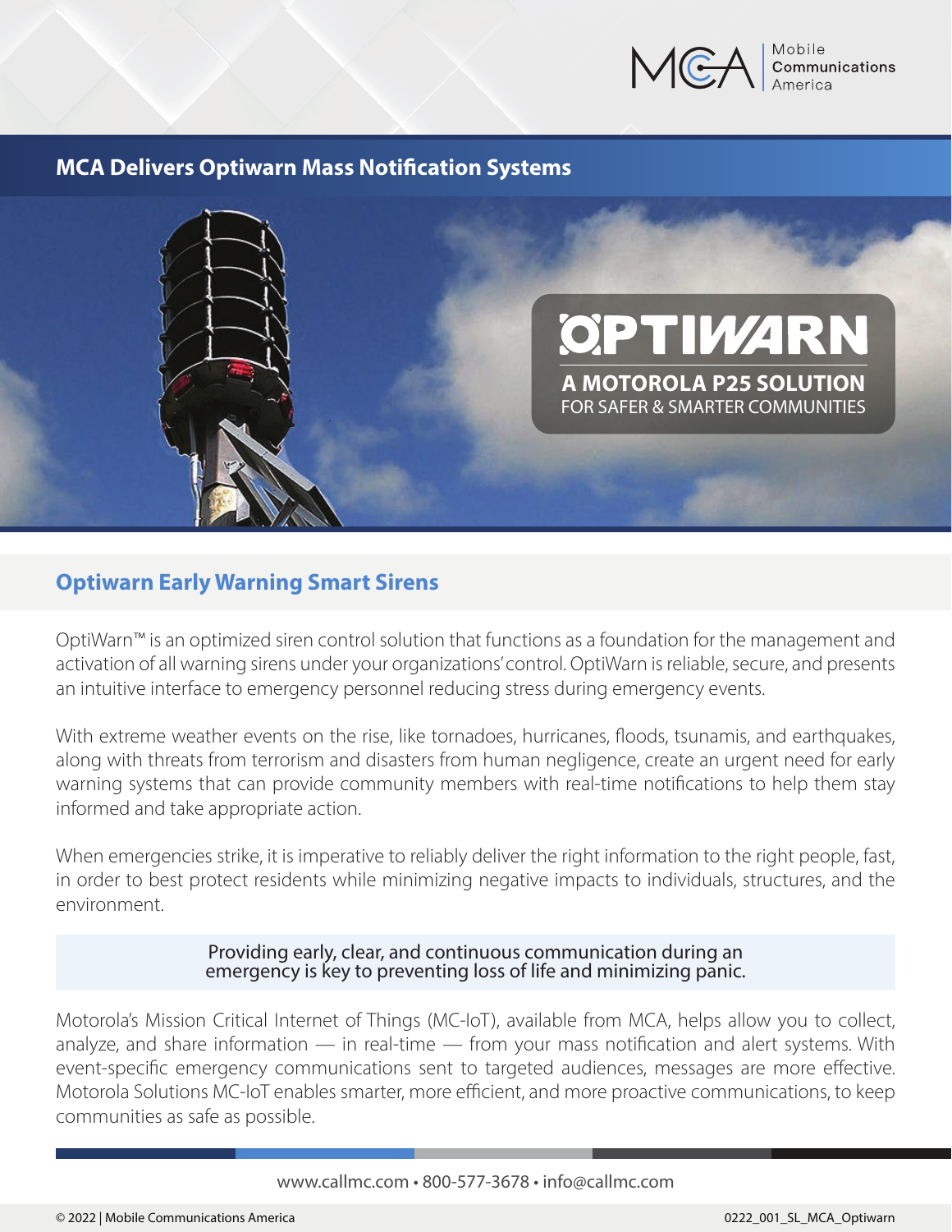# MCA Delivers Optiwarn Mass Notification Systems

OPTIWARN

A MOTOROLA P25 SOLUTION
FOR SAFER & SMARTER COMMUNITIES

## Optiwarn Early Warning Smart Sirens

OptiWarn™ is an optimized siren control solution that functions as a foundation for the management and activation of all warning sirens under your organizations' control. OptiWarn is reliable, secure, and presents an intuitive interface to emergency personnel reducing stress during emergency events.

With extreme weather events on the rise, like tornadoes, hurricanes, floods, tsunamis, and earthquakes, along with threats from terrorism and disasters from human negligence, create an urgent need for early warning systems that can provide community members with real-time notifications to help them stay informed and take appropriate action.

When emergencies strike, it is imperative to reliably deliver the right information to the right people, fast, in order to best protect residents while minimizing negative impacts to individuals, structures, and the environment.

> Providing early, clear, and continuous communication during an emergency is key to preventing loss of life and minimizing panic.

Motorola's Mission Critical Internet of Things (MC-IoT), available from MCA, helps allow you to collect, analyze, and share information — in real-time — from your mass notification and alert systems. With event-specific emergency communications sent to targeted audiences, messages are more effective. Motorola Solutions MC-IoT enables smarter, more efficient, and more proactive communications, to keep communities as safe as possible.

www.callmc.com • 800-577-3678 • info@callmc.com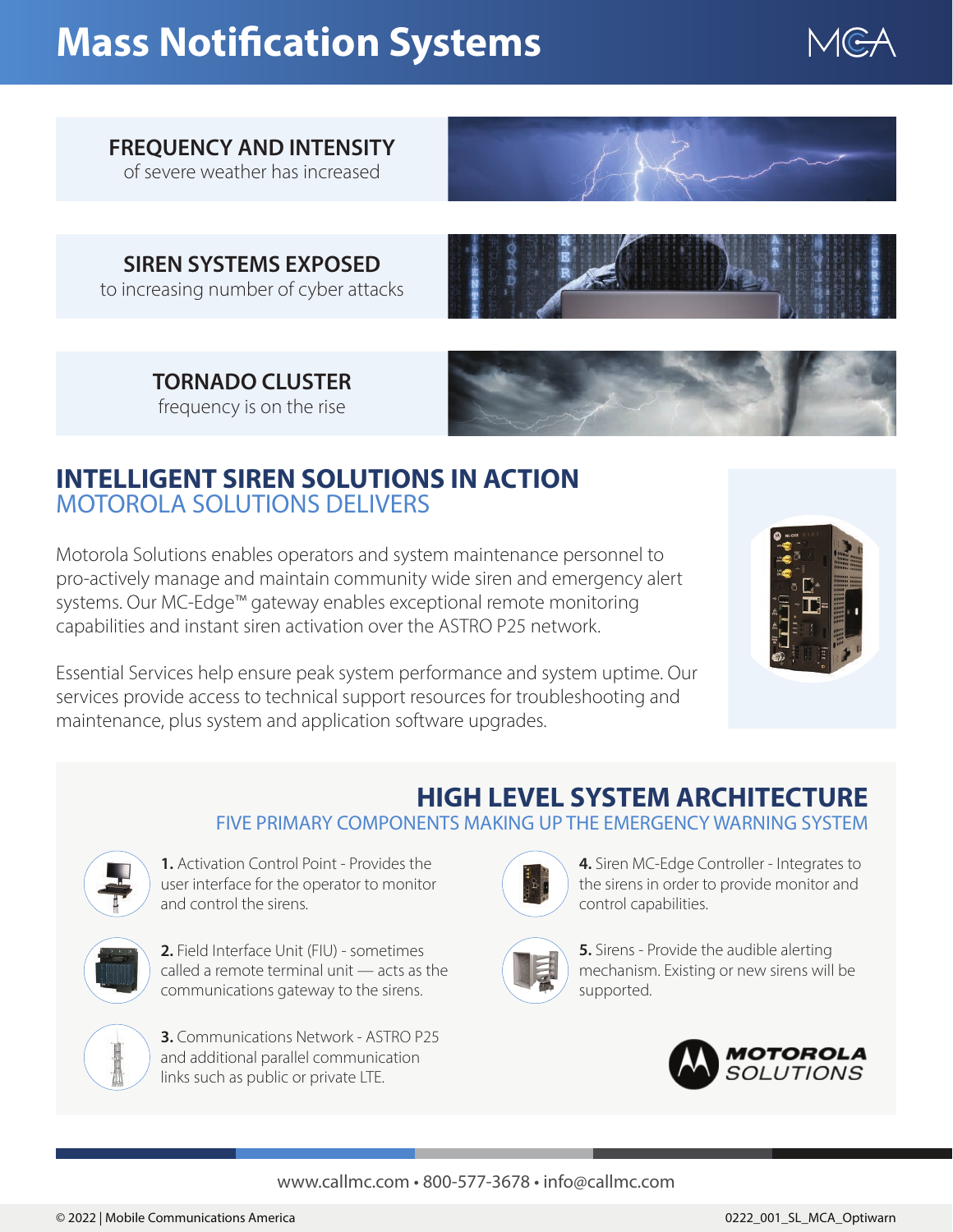# Mass Notification Systems

**FREQUENCY AND INTENSITY**
of severe weather has increased

**SIREN SYSTEMS EXPOSED**
to increasing number of cyber attacks

**TORNADO CLUSTER**
frequency is on the rise

## INTELLIGENT SIREN SOLUTIONS IN ACTION

### MOTOROLA SOLUTIONS DELIVERS

Motorola Solutions enables operators and system maintenance personnel to pro-actively manage and maintain community wide siren and emergency alert systems. Our MC-Edge™ gateway enables exceptional remote monitoring capabilities and instant siren activation over the ASTRO P25 network.

Essential Services help ensure peak system performance and system uptime. Our services provide access to technical support resources for troubleshooting and maintenance, plus system and application software upgrades.

## HIGH LEVEL SYSTEM ARCHITECTURE

### FIVE PRIMARY COMPONENTS MAKING UP THE EMERGENCY WARNING SYSTEM

**1.** Activation Control Point - Provides the user interface for the operator to monitor and control the sirens.

**2.** Field Interface Unit (FIU) - sometimes called a remote terminal unit — acts as the communications gateway to the sirens.

**3.** Communications Network - ASTRO P25 and additional parallel communication links such as public or private LTE.

**4.** Siren MC-Edge Controller - Integrates to the sirens in order to provide monitor and control capabilities.

**5.** Sirens - Provide the audible alerting mechanism. Existing or new sirens will be supported.

MOTOROLA SOLUTIONS

www.callmc.com • 800-577-3678 • info@callmc.com

© 2022 | Mobile Communications America

0222_001_SL_MCA_Optiwarn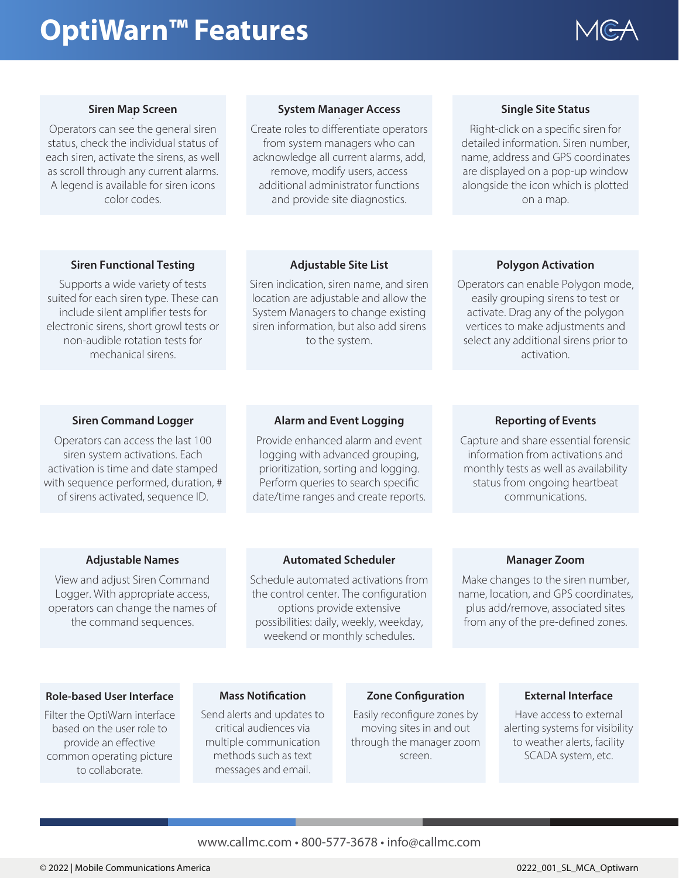# OptiWarn™ Features

### Siren Map Screen

Operators can see the general siren status, check the individual status of each siren, activate the sirens, as well as scroll through any current alarms. A legend is available for siren icons color codes.

### System Manager Access

Create roles to differentiate operators from system managers who can acknowledge all current alarms, add, remove, modify users, access additional administrator functions and provide site diagnostics.

### Single Site Status

Right-click on a specific siren for detailed information. Siren number, name, address and GPS coordinates are displayed on a pop-up window alongside the icon which is plotted on a map.

### Siren Functional Testing

Supports a wide variety of tests suited for each siren type. These can include silent amplifier tests for electronic sirens, short growl tests or non-audible rotation tests for mechanical sirens.

### Adjustable Site List

Siren indication, siren name, and siren location are adjustable and allow the System Managers to change existing siren information, but also add sirens to the system.

### Polygon Activation

Operators can enable Polygon mode, easily grouping sirens to test or activate. Drag any of the polygon vertices to make adjustments and select any additional sirens prior to activation.

### Siren Command Logger

Operators can access the last 100 siren system activations. Each activation is time and date stamped with sequence performed, duration, # of sirens activated, sequence ID.

### Alarm and Event Logging

Provide enhanced alarm and event logging with advanced grouping, prioritization, sorting and logging. Perform queries to search specific date/time ranges and create reports.

### Reporting of Events

Capture and share essential forensic information from activations and monthly tests as well as availability status from ongoing heartbeat communications.

### Adjustable Names

View and adjust Siren Command Logger. With appropriate access, operators can change the names of the command sequences.

### Automated Scheduler

Schedule automated activations from the control center. The configuration options provide extensive possibilities: daily, weekly, weekday, weekend or monthly schedules.

### Manager Zoom

Make changes to the siren number, name, location, and GPS coordinates, plus add/remove, associated sites from any of the pre-defined zones.

### Role-based User Interface

Filter the OptiWarn interface based on the user role to provide an effective common operating picture to collaborate.

### Mass Notification

Send alerts and updates to critical audiences via multiple communication methods such as text messages and email.

### Zone Configuration

Easily reconfigure zones by moving sites in and out through the manager zoom screen.

### External Interface

Have access to external alerting systems for visibility to weather alerts, facility SCADA system, etc.

www.callmc.com • 800-577-3678 • info@callmc.com

© 2022 | Mobile Communications America

0222_001_SL_MCA_Optiwarn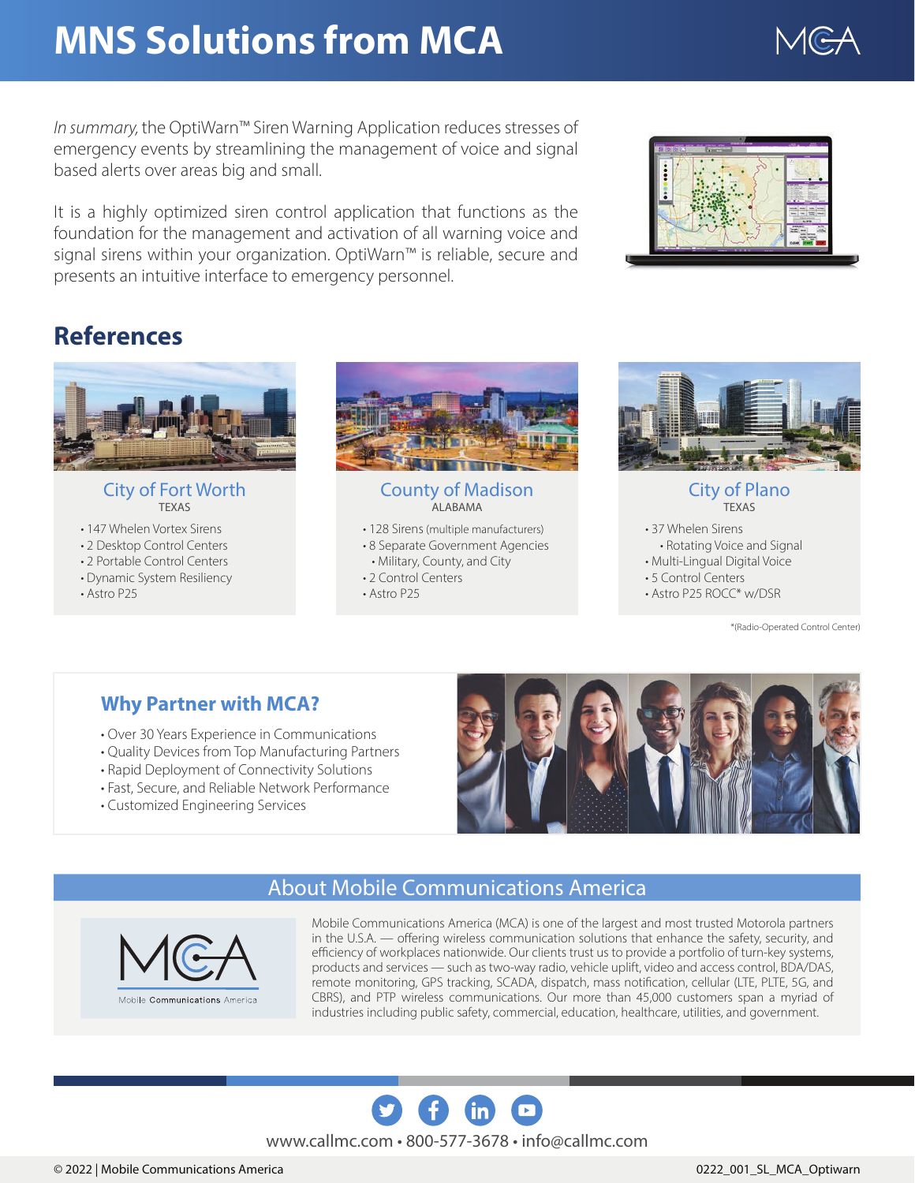# MNS Solutions from MCA

*In summary,* the OptiWarn™ Siren Warning Application reduces stresses of emergency events by streamlining the management of voice and signal based alerts over areas big and small.

It is a highly optimized siren control application that functions as the foundation for the management and activation of all warning voice and signal sirens within your organization. OptiWarn™ is reliable, secure and presents an intuitive interface to emergency personnel.

## References

### City of Fort Worth
TEXAS

- 147 Whelen Vortex Sirens
- 2 Desktop Control Centers
- 2 Portable Control Centers
- Dynamic System Resiliency
- Astro P25

### County of Madison
ALABAMA

- 128 Sirens (multiple manufacturers)
- 8 Separate Government Agencies
  - Military, County, and City
- 2 Control Centers
- Astro P25

### City of Plano
TEXAS

- 37 Whelen Sirens
  - Rotating Voice and Signal
- Multi-Lingual Digital Voice
- 5 Control Centers
- Astro P25 ROCC* w/DSR

*(Radio-Operated Control Center)

## Why Partner with MCA?

- Over 30 Years Experience in Communications
- Quality Devices from Top Manufacturing Partners
- Rapid Deployment of Connectivity Solutions
- Fast, Secure, and Reliable Network Performance
- Customized Engineering Services

## About Mobile Communications America

MCA
Mobile Communications America

Mobile Communications America (MCA) is one of the largest and most trusted Motorola partners in the U.S.A. — offering wireless communication solutions that enhance the safety, security, and efficiency of workplaces nationwide. Our clients trust us to provide a portfolio of turn-key systems, products and services — such as two-way radio, vehicle uplift, video and access control, BDA/DAS, remote monitoring, GPS tracking, SCADA, dispatch, mass notification, cellular (LTE, PLTE, 5G, and CBRS), and PTP wireless communications. Our more than 45,000 customers span a myriad of industries including public safety, commercial, education, healthcare, utilities, and government.

www.callmc.com • 800-577-3678 • info@callmc.com

© 2022 | Mobile Communications America

0222_001_SL_MCA_Optiwarn